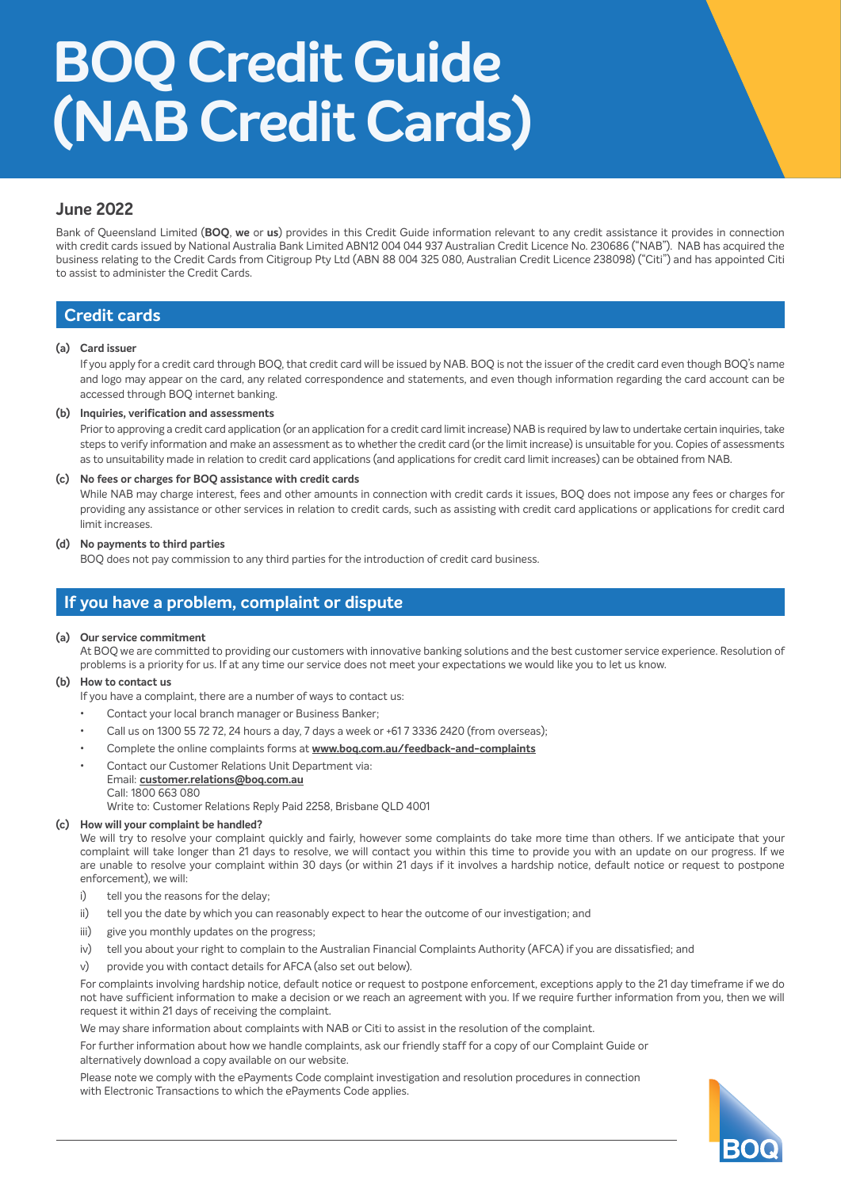# BOQ Credit Guide (NAB Credit Cards)

## June 2022

Bank of Queensland Limited (**BOQ**, **we** or **us**) provides in this Credit Guide information relevant to any credit assistance it provides in connection with credit cards issued by National Australia Bank Limited ABN12 004 044 937 Australian Credit Licence No. 230686 ("NAB"). NAB has acquired the business relating to the Credit Cards from Citigroup Pty Ltd (ABN 88 004 325 080, Australian Credit Licence 238098) ("Citi") and has appointed Citi to assist to administer the Credit Cards.

## Credit cards

**(a) Card issuer**

If you apply for a credit card through BOQ, that credit card will be issued by NAB. BOQ is not the issuer of the credit card even though BOQ's name and logo may appear on the card, any related correspondence and statements, and even though information regarding the card account can be accessed through BOQ internet banking.

**(b) Inquiries, verification and assessments**

Prior to approving a credit card application (or an application for a credit card limit increase) NAB is required by law to undertake certain inquiries, take steps to verify information and make an assessment as to whether the credit card (or the limit increase) is unsuitable for you. Copies of assessments as to unsuitability made in relation to credit card applications (and applications for credit card limit increases) can be obtained from NAB.

**(c) No fees or charges for BOQ assistance with credit cards**

While NAB may charge interest, fees and other amounts in connection with credit cards it issues, BOQ does not impose any fees or charges for providing any assistance or other services in relation to credit cards, such as assisting with credit card applications or applications for credit card limit increases.

**(d) No payments to third parties**

BOQ does not pay commission to any third parties for the introduction of credit card business.

## If you have a problem, complaint or dispute

**(a) Our service commitment**

At BOQ we are committed to providing our customers with innovative banking solutions and the best customer service experience. Resolution of problems is a priority for us. If at any time our service does not meet your expectations we would like you to let us know.

**(b) How to contact us**

If you have a complaint, there are a number of ways to contact us:

- Contact your local branch manager or Business Banker;
- Call us on 1300 55 72 72, 24 hours a day, 7 days a week or +61 7 3336 2420 (from overseas);
- Complete the online complaints forms at **www.boq.com.au/feedback-and-complaints**
- Contact our Customer Relations Unit Department via:
  Email: **customer.relations@boq.com.au**
  Call: 1800 663 080
  Write to: Customer Relations Reply Paid 2258, Brisbane QLD 4001

**(c) How will your complaint be handled?**

We will try to resolve your complaint quickly and fairly, however some complaints do take more time than others. If we anticipate that your complaint will take longer than 21 days to resolve, we will contact you within this time to provide you with an update on our progress. If we are unable to resolve your complaint within 30 days (or within 21 days if it involves a hardship notice, default notice or request to postpone enforcement), we will:

i) tell you the reasons for the delay;

ii) tell you the date by which you can reasonably expect to hear the outcome of our investigation; and

iii) give you monthly updates on the progress;

iv) tell you about your right to complain to the Australian Financial Complaints Authority (AFCA) if you are dissatisfied; and

v) provide you with contact details for AFCA (also set out below).

For complaints involving hardship notice, default notice or request to postpone enforcement, exceptions apply to the 21 day timeframe if we do not have sufficient information to make a decision or we reach an agreement with you. If we require further information from you, then we will request it within 21 days of receiving the complaint.

We may share information about complaints with NAB or Citi to assist in the resolution of the complaint.

For further information about how we handle complaints, ask our friendly staff for a copy of our Complaint Guide or alternatively download a copy available on our website.

Please note we comply with the ePayments Code complaint investigation and resolution procedures in connection with Electronic Transactions to which the ePayments Code applies.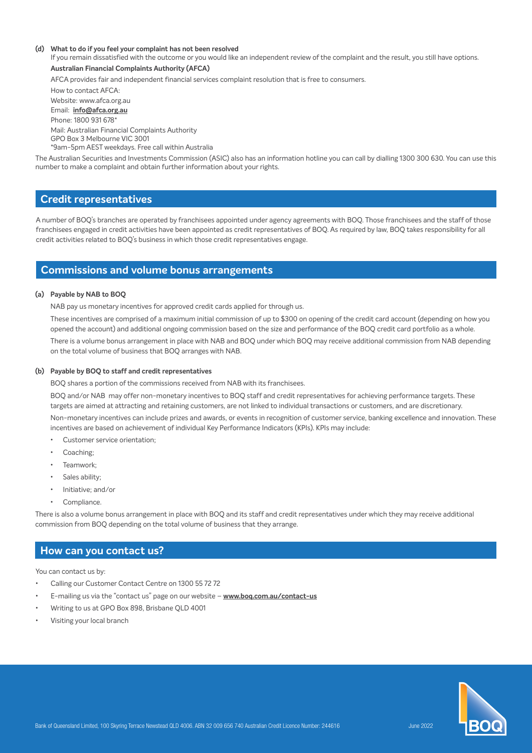**(d) What to do if you feel your complaint has not been resolved**

If you remain dissatisfied with the outcome or you would like an independent review of the complaint and the result, you still have options.

**Australian Financial Complaints Authority (AFCA)**

AFCA provides fair and independent financial services complaint resolution that is free to consumers.

How to contact AFCA:
Website: www.afca.org.au
Email: **info@afca.org.au**
Phone: 1800 931 678*
Mail: Australian Financial Complaints Authority
GPO Box 3 Melbourne VIC 3001
*9am–5pm AEST weekdays. Free call within Australia

The Australian Securities and Investments Commission (ASIC) also has an information hotline you can call by dialling 1300 300 630. You can use this number to make a complaint and obtain further information about your rights.

## Credit representatives

A number of BOQ's branches are operated by franchisees appointed under agency agreements with BOQ. Those franchisees and the staff of those franchisees engaged in credit activities have been appointed as credit representatives of BOQ. As required by law, BOQ takes responsibility for all credit activities related to BOQ's business in which those credit representatives engage.

## Commissions and volume bonus arrangements

**(a) Payable by NAB to BOQ**

NAB pay us monetary incentives for approved credit cards applied for through us.

These incentives are comprised of a maximum initial commission of up to $300 on opening of the credit card account (depending on how you opened the account) and additional ongoing commission based on the size and performance of the BOQ credit card portfolio as a whole.

There is a volume bonus arrangement in place with NAB and BOQ under which BOQ may receive additional commission from NAB depending on the total volume of business that BOQ arranges with NAB.

**(b) Payable by BOQ to staff and credit representatives**

BOQ shares a portion of the commissions received from NAB with its franchisees.

BOQ and/or NAB may offer non-monetary incentives to BOQ staff and credit representatives for achieving performance targets. These targets are aimed at attracting and retaining customers, are not linked to individual transactions or customers, and are discretionary.

Non-monetary incentives can include prizes and awards, or events in recognition of customer service, banking excellence and innovation. These incentives are based on achievement of individual Key Performance Indicators (KPIs). KPIs may include:

- Customer service orientation;
- Coaching;
- Teamwork;
- Sales ability;
- Initiative; and/or
- Compliance.

There is also a volume bonus arrangement in place with BOQ and its staff and credit representatives under which they may receive additional commission from BOQ depending on the total volume of business that they arrange.

## How can you contact us?

You can contact us by:

- Calling our Customer Contact Centre on 1300 55 72 72
- E-mailing us via the "contact us" page on our website – **www.boq.com.au/contact-us**
- Writing to us at GPO Box 898, Brisbane QLD 4001
- Visiting your local branch

Bank of Queensland Limited, 100 Skyring Terrace Newstead QLD 4006. ABN 32 009 656 740 Australian Credit Licence Number: 244616 June 2022